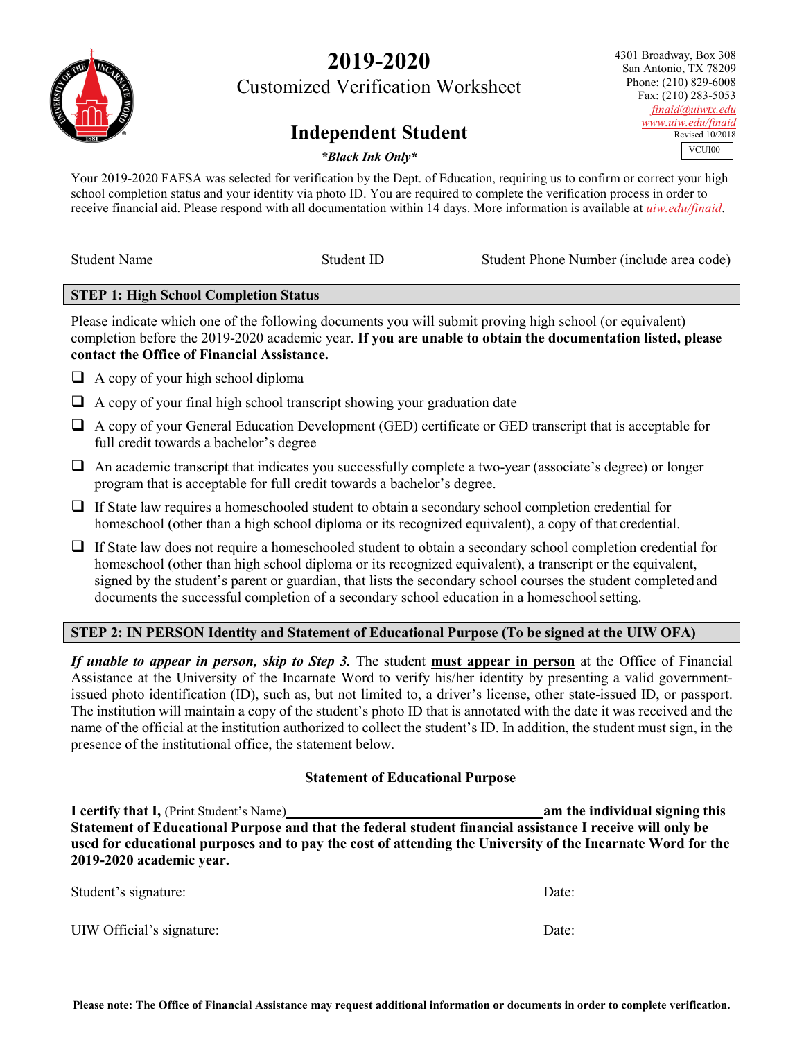# 2019-2020

## Customized Verification Worksheet

## Independent Student

***Black Ink Only***

4301 Broadway, Box 308
San Antonio, TX 78209
Phone: (210) 829-6008
Fax: (210) 283-5053
finaid@uiwtx.edu
www.uiw.edu/finaid
Revised 10/2018

VCUI00

Your 2019-2020 FAFSA was selected for verification by the Dept. of Education, requiring us to confirm or correct your high school completion status and your identity via photo ID. You are required to complete the verification process in order to receive financial aid. Please respond with all documentation within 14 days. More information is available at *uiw.edu/finaid*.

| Student Name | Student ID | Student Phone Number (include area code) |
|---|---|---|

### STEP 1: High School Completion Status

Please indicate which one of the following documents you will submit proving high school (or equivalent) completion before the 2019-2020 academic year. **If you are unable to obtain the documentation listed, please contact the Office of Financial Assistance.**

- ☐ A copy of your high school diploma
- ☐ A copy of your final high school transcript showing your graduation date
- ☐ A copy of your General Education Development (GED) certificate or GED transcript that is acceptable for full credit towards a bachelor's degree
- ☐ An academic transcript that indicates you successfully complete a two-year (associate's degree) or longer program that is acceptable for full credit towards a bachelor's degree.
- ☐ If State law requires a homeschooled student to obtain a secondary school completion credential for homeschool (other than a high school diploma or its recognized equivalent), a copy of that credential.
- ☐ If State law does not require a homeschooled student to obtain a secondary school completion credential for homeschool (other than high school diploma or its recognized equivalent), a transcript or the equivalent, signed by the student's parent or guardian, that lists the secondary school courses the student completed and documents the successful completion of a secondary school education in a homeschool setting.

### STEP 2: IN PERSON Identity and Statement of Educational Purpose (To be signed at the UIW OFA)

***If unable to appear in person, skip to Step 3.*** The student **must appear in person** at the Office of Financial Assistance at the University of the Incarnate Word to verify his/her identity by presenting a valid government-issued photo identification (ID), such as, but not limited to, a driver's license, other state-issued ID, or passport. The institution will maintain a copy of the student's photo ID that is annotated with the date it was received and the name of the official at the institution authorized to collect the student's ID. In addition, the student must sign, in the presence of the institutional office, the statement below.

**Statement of Educational Purpose**

**I certify that I,** (Print Student's Name)\_\_\_\_\_\_\_\_\_\_\_\_\_\_\_\_\_\_\_\_\_\_\_\_\_\_\_\_\_\_ **am the individual signing this Statement of Educational Purpose and that the federal student financial assistance I receive will only be used for educational purposes and to pay the cost of attending the University of the Incarnate Word for the 2019-2020 academic year.**

Student's signature:\_\_\_\_\_\_\_\_\_\_\_\_\_\_\_\_\_\_\_\_\_\_\_\_\_\_\_\_\_\_\_\_\_\_\_\_\_\_\_\_ Date:\_\_\_\_\_\_\_\_\_\_\_\_\_\_

UIW Official's signature:\_\_\_\_\_\_\_\_\_\_\_\_\_\_\_\_\_\_\_\_\_\_\_\_\_\_\_\_\_\_\_\_\_\_\_\_ Date:\_\_\_\_\_\_\_\_\_\_\_\_\_\_

**Please note: The Office of Financial Assistance may request additional information or documents in order to complete verification.**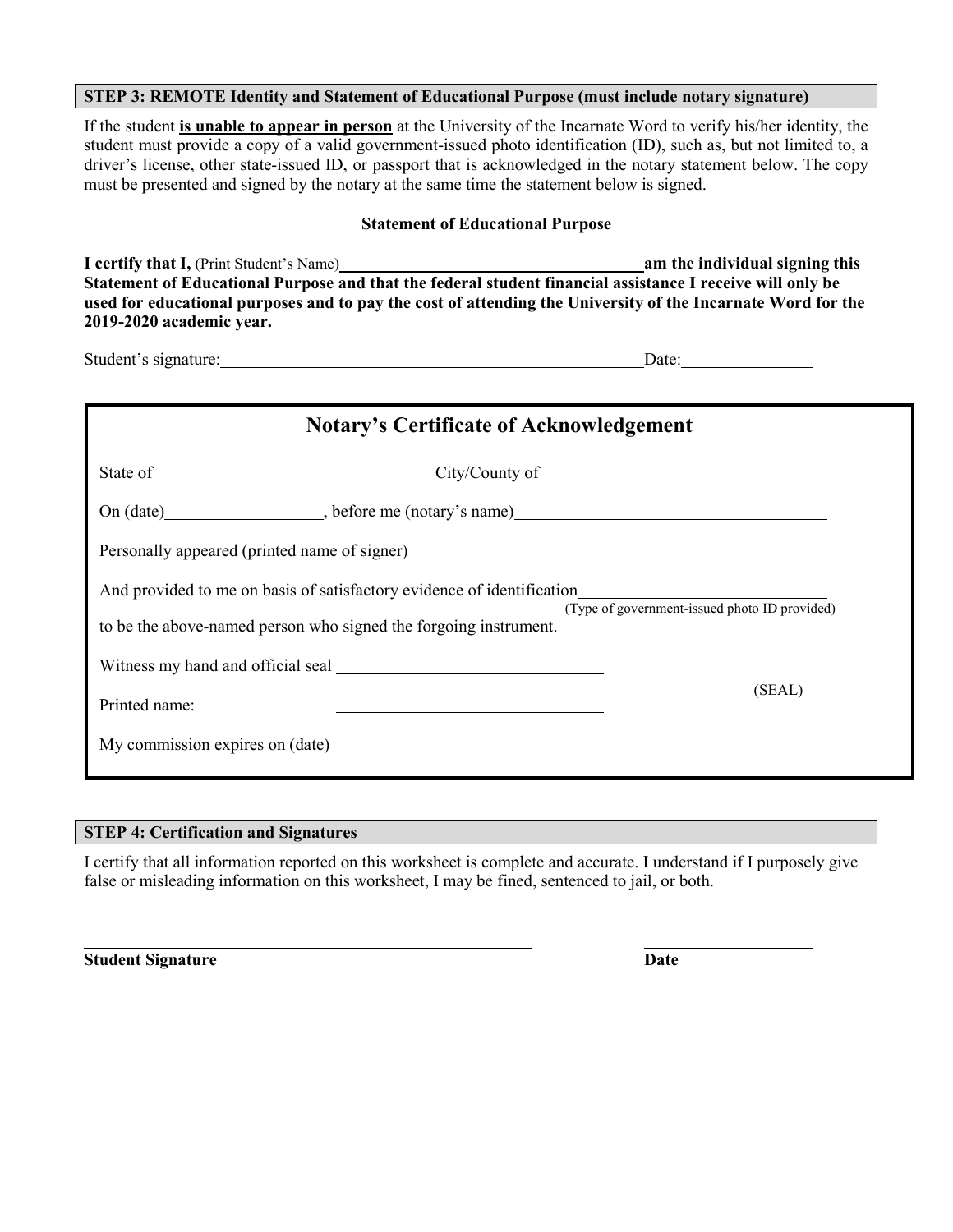## STEP 3: REMOTE Identity and Statement of Educational Purpose (must include notary signature)

If the student **is unable to appear in person** at the University of the Incarnate Word to verify his/her identity, the student must provide a copy of a valid government-issued photo identification (ID), such as, but not limited to, a driver's license, other state-issued ID, or passport that is acknowledged in the notary statement below. The copy must be presented and signed by the notary at the same time the statement below is signed.

**Statement of Educational Purpose**

**I certify that I,** (Print Student's Name)\_\_\_\_\_\_\_\_\_\_\_\_\_\_\_\_\_\_\_\_\_\_\_\_\_\_\_\_\_\_\_\_\_\_\_\_ **am the individual signing this Statement of Educational Purpose and that the federal student financial assistance I receive will only be used for educational purposes and to pay the cost of attending the University of the Incarnate Word for the 2019-2020 academic year.**

Student's signature:\_\_\_\_\_\_\_\_\_\_\_\_\_\_\_\_\_\_\_\_\_\_\_\_\_\_\_\_\_\_\_\_\_\_\_\_\_\_\_\_\_\_\_\_\_\_\_\_\_\_ Date:\_\_\_\_\_\_\_\_\_\_\_\_\_\_\_

### Notary's Certificate of Acknowledgement

State of\_\_\_\_\_\_\_\_\_\_\_\_\_\_\_\_\_\_\_\_\_\_\_\_\_\_\_\_\_\_\_\_\_ City/County of\_\_\_\_\_\_\_\_\_\_\_\_\_\_\_\_\_\_\_\_\_\_\_\_\_\_\_\_\_\_\_\_\_\_\_

On (date)\_\_\_\_\_\_\_\_\_\_\_\_\_\_\_\_\_\_\_, before me (notary's name)\_\_\_\_\_\_\_\_\_\_\_\_\_\_\_\_\_\_\_\_\_\_\_\_\_\_\_\_\_\_\_\_\_\_\_\_\_\_

Personally appeared (printed name of signer)\_\_\_\_\_\_\_\_\_\_\_\_\_\_\_\_\_\_\_\_\_\_\_\_\_\_\_\_\_\_\_\_\_\_\_\_\_\_\_\_\_\_\_\_\_\_\_\_\_\_\_

And provided to me on basis of satisfactory evidence of identification\_\_\_\_\_\_\_\_\_\_\_\_\_\_\_\_\_\_\_\_\_\_\_\_\_\_\_\_\_
(Type of government-issued photo ID provided)

to be the above-named person who signed the forgoing instrument.

Witness my hand and official seal \_\_\_\_\_\_\_\_\_\_\_\_\_\_\_\_\_\_\_\_\_\_\_\_\_\_\_\_\_\_\_\_

Printed name: \_\_\_\_\_\_\_\_\_\_\_\_\_\_\_\_\_\_\_\_\_\_\_\_\_\_\_\_\_\_\_\_

(SEAL)

My commission expires on (date) \_\_\_\_\_\_\_\_\_\_\_\_\_\_\_\_\_\_\_\_\_\_\_\_\_\_\_\_\_\_\_\_

## STEP 4: Certification and Signatures

I certify that all information reported on this worksheet is complete and accurate. I understand if I purposely give false or misleading information on this worksheet, I may be fined, sentenced to jail, or both.

\_\_\_\_\_\_\_\_\_\_\_\_\_\_\_\_\_\_\_\_\_\_\_\_\_\_\_\_\_\_\_\_\_\_\_\_\_\_\_\_\_\_\_\_\_\_\_\_\_\_\_\_\_\_ \_\_\_\_\_\_\_\_\_\_\_\_\_\_\_\_\_\_\_\_
**Student Signature** **Date**